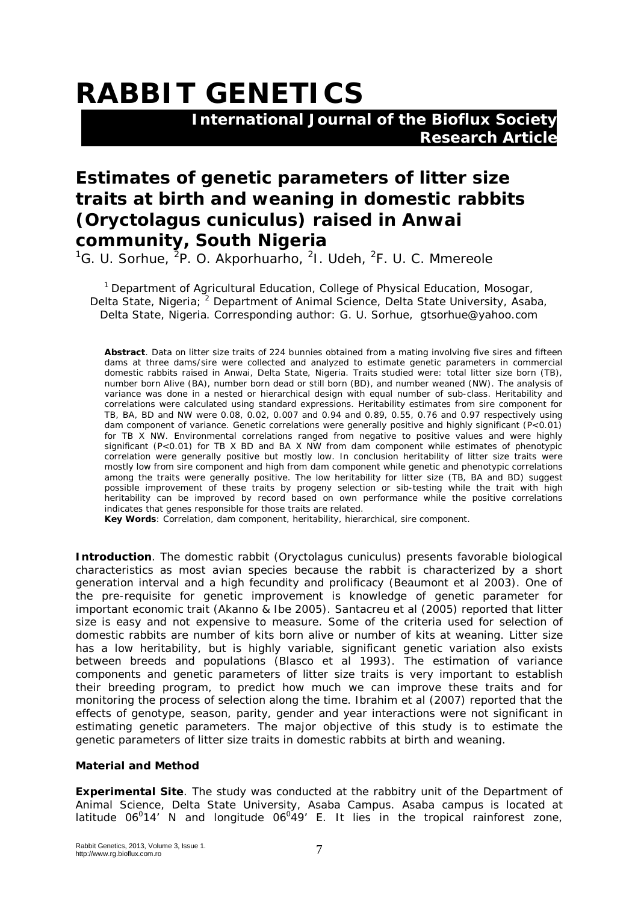# RABBIT GENETICS

**International Journal of the Bioflux Society**
**Research Article**

## Estimates of genetic parameters of litter size traits at birth and weaning in domestic rabbits (*Oryctolagus cuniculus*) raised in Anwai community, South Nigeria

[1]G. U. Sorhue, [2]P. O. Akporhuarho, [2]I. Udeh, [2]F. U. C. Mmereole

[1] Department of Agricultural Education, College of Physical Education, Mosogar, Delta State, Nigeria; [2] Department of Animal Science, Delta State University, Asaba, Delta State, Nigeria. Corresponding author: G. U. Sorhue, gtsorhue@yahoo.com

**Abstract**. Data on litter size traits of 224 bunnies obtained from a mating involving five sires and fifteen dams at three dams/sire were collected and analyzed to estimate genetic parameters in commercial domestic rabbits raised in Anwai, Delta State, Nigeria. Traits studied were: total litter size born (TB), number born Alive (BA), number born dead or still born (BD), and number weaned (NW). The analysis of variance was done in a nested or hierarchical design with equal number of sub-class. Heritability and correlations were calculated using standard expressions. Heritability estimates from sire component for TB, BA, BD and NW were 0.08, 0.02, 0.007 and 0.94 and 0.89, 0.55, 0.76 and 0.97 respectively using dam component of variance. Genetic correlations were generally positive and highly significant ($P<0.01$) for TB X NW. Environmental correlations ranged from negative to positive values and were highly significant ($P<0.01$) for TB X BD and BA X NW from dam component while estimates of phenotypic correlation were generally positive but mostly low. In conclusion heritability of litter size traits were mostly low from sire component and high from dam component while genetic and phenotypic correlations among the traits were generally positive. The low heritability for litter size (TB, BA and BD) suggest possible improvement of these traits by progeny selection or sib-testing while the trait with high heritability can be improved by record based on own performance while the positive correlations indicates that genes responsible for those traits are related.

**Key Words**: Correlation, dam component, heritability, hierarchical, sire component.

**Introduction**. The domestic rabbit (*Oryctolagus cuniculus*) presents favorable biological characteristics as most avian species because the rabbit is characterized by a short generation interval and a high fecundity and prolificacy (Beaumont et al 2003). One of the pre-requisite for genetic improvement is knowledge of genetic parameter for important economic trait (Akanno & Ibe 2005). Santacreu et al (2005) reported that litter size is easy and not expensive to measure. Some of the criteria used for selection of domestic rabbits are number of kits born alive or number of kits at weaning. Litter size has a low heritability, but is highly variable, significant genetic variation also exists between breeds and populations (Blasco et al 1993). The estimation of variance components and genetic parameters of litter size traits is very important to establish their breeding program, to predict how much we can improve these traits and for monitoring the process of selection along the time. Ibrahim et al (2007) reported that the effects of genotype, season, parity, gender and year interactions were not significant in estimating genetic parameters. The major objective of this study is to estimate the genetic parameters of litter size traits in domestic rabbits at birth and weaning.

### Material and Method

**Experimental Site**. The study was conducted at the rabbitry unit of the Department of Animal Science, Delta State University, Asaba Campus. Asaba campus is located at latitude $06^{0}14'$ N and longitude $06^{0}49'$ E. It lies in the tropical rainforest zone,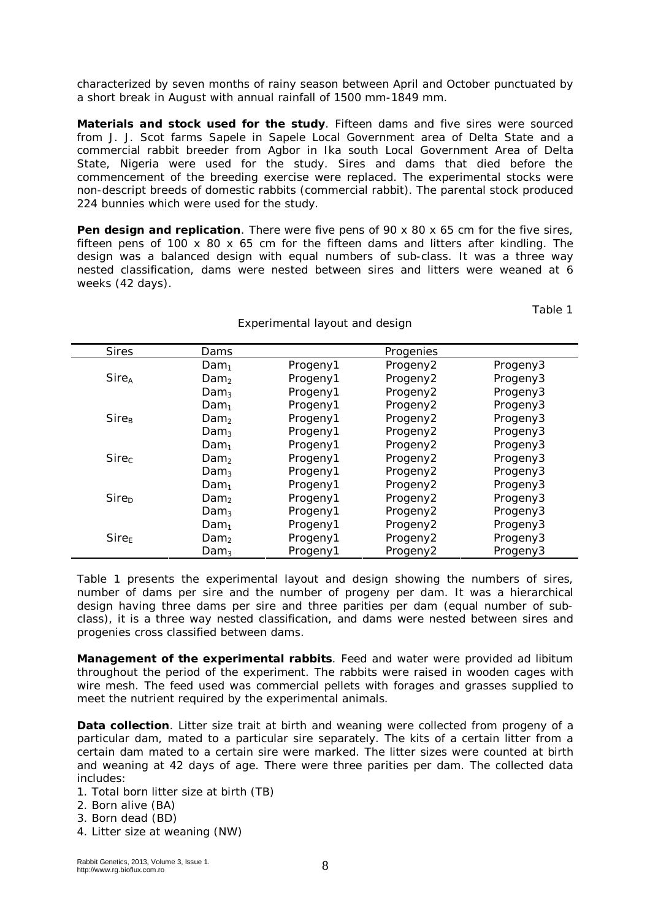characterized by seven months of rainy season between April and October punctuated by a short break in August with annual rainfall of 1500 mm-1849 mm.

**Materials and stock used for the study**. Fifteen dams and five sires were sourced from J. J. Scot farms Sapele in Sapele Local Government area of Delta State and a commercial rabbit breeder from Agbor in Ika south Local Government Area of Delta State, Nigeria were used for the study. Sires and dams that died before the commencement of the breeding exercise were replaced. The experimental stocks were non-descript breeds of domestic rabbits (commercial rabbit). The parental stock produced 224 bunnies which were used for the study.

**Pen design and replication**. There were five pens of 90 x 80 x 65 cm for the five sires, fifteen pens of 100 x 80 x 65 cm for the fifteen dams and litters after kindling. The design was a balanced design with equal numbers of sub-class. It was a three way nested classification, dams were nested between sires and litters were weaned at 6 weeks (42 days).

Table 1

Experimental layout and design

| Sires | Dams | Progenies | | |
|---|---|---|---|---|
| | $Dam_1$ | Progeny1 | Progeny2 | Progeny3 |
| $Sire_A$ | $Dam_2$ | Progeny1 | Progeny2 | Progeny3 |
| | $Dam_3$ | Progeny1 | Progeny2 | Progeny3 |
| | $Dam_1$ | Progeny1 | Progeny2 | Progeny3 |
| $Sire_B$ | $Dam_2$ | Progeny1 | Progeny2 | Progeny3 |
| | $Dam_3$ | Progeny1 | Progeny2 | Progeny3 |
| | $Dam_1$ | Progeny1 | Progeny2 | Progeny3 |
| $Sire_C$ | $Dam_2$ | Progeny1 | Progeny2 | Progeny3 |
| | $Dam_3$ | Progeny1 | Progeny2 | Progeny3 |
| | $Dam_1$ | Progeny1 | Progeny2 | Progeny3 |
| $Sire_D$ | $Dam_2$ | Progeny1 | Progeny2 | Progeny3 |
| | $Dam_3$ | Progeny1 | Progeny2 | Progeny3 |
| | $Dam_1$ | Progeny1 | Progeny2 | Progeny3 |
| $Sire_E$ | $Dam_2$ | Progeny1 | Progeny2 | Progeny3 |
| | $Dam_3$ | Progeny1 | Progeny2 | Progeny3 |

Table 1 presents the experimental layout and design showing the numbers of sires, number of dams per sire and the number of progeny per dam. It was a hierarchical design having three dams per sire and three parities per dam (equal number of sub-class), it is a three way nested classification, and dams were nested between sires and progenies cross classified between dams.

**Management of the experimental rabbits**. Feed and water were provided ad libitum throughout the period of the experiment. The rabbits were raised in wooden cages with wire mesh. The feed used was commercial pellets with forages and grasses supplied to meet the nutrient required by the experimental animals.

**Data collection**. Litter size trait at birth and weaning were collected from progeny of a particular dam, mated to a particular sire separately. The kits of a certain litter from a certain dam mated to a certain sire were marked. The litter sizes were counted at birth and weaning at 42 days of age. There were three parities per dam. The collected data includes:

1. Total born litter size at birth (TB)
2. Born alive (BA)
3. Born dead (BD)
4. Litter size at weaning (NW)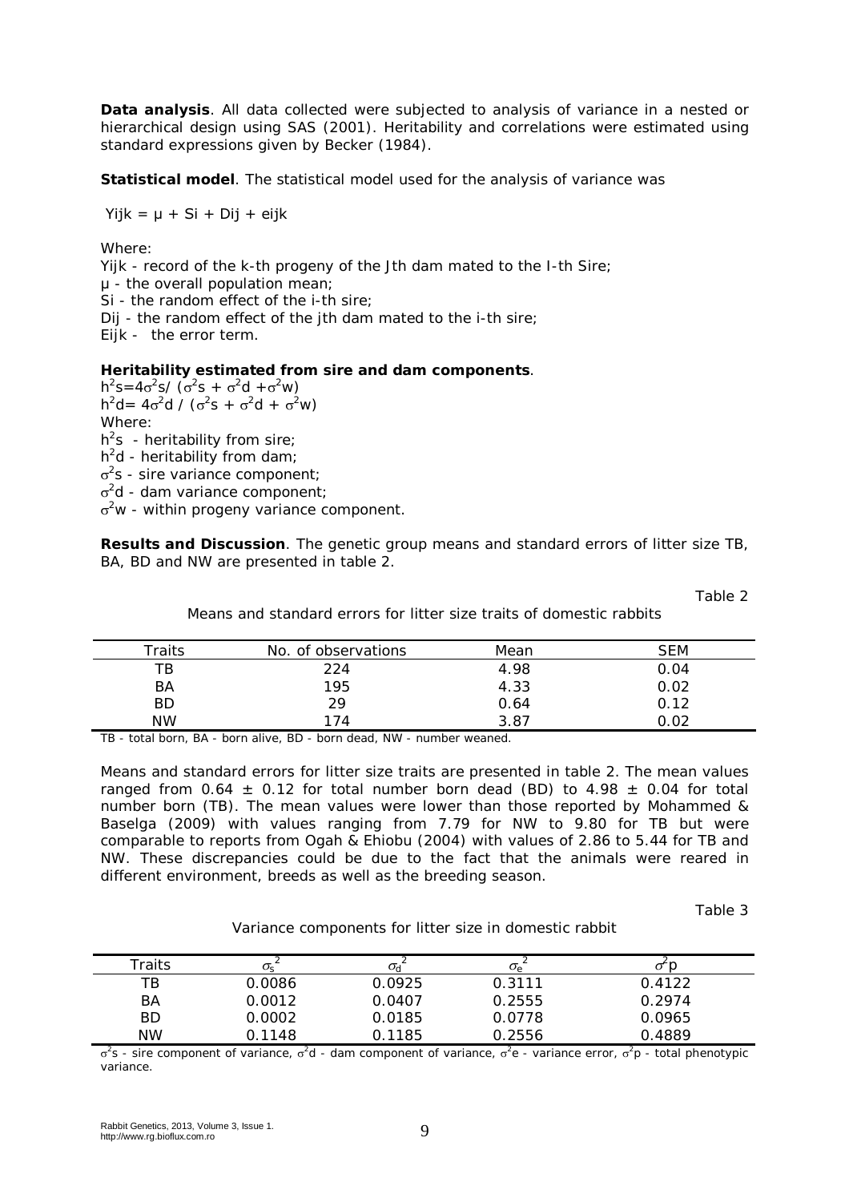**Data analysis**. All data collected were subjected to analysis of variance in a nested or hierarchical design using SAS (2001). Heritability and correlations were estimated using standard expressions given by Becker (1984).

**Statistical model**. The statistical model used for the analysis of variance was

$Yijk = \mu + Si + Dij + eijk$

Where:

Yijk - record of the k-th progeny of the Jth dam mated to the I-th Sire;
μ - the overall population mean;
Si - the random effect of the i-th sire;
Dij - the random effect of the jth dam mated to the i-th sire;
Eijk - the error term.

**Heritability estimated from sire and dam components**.

$h^2s=4\sigma^2s/ (\sigma^2s + \sigma^2d +\sigma^2w)$
$h^2d= 4\sigma^2d / (\sigma^2s + \sigma^2d + \sigma^2w)$

Where:

$h^2s$ - heritability from sire;
$h^2d$ - heritability from dam;
$\sigma^2s$ - sire variance component;
$\sigma^2d$ - dam variance component;
$\sigma^2w$ - within progeny variance component.

**Results and Discussion**. The genetic group means and standard errors of litter size TB, BA, BD and NW are presented in table 2.

Table 2

Means and standard errors for litter size traits of domestic rabbits

| Traits | No. of observations | Mean | SEM |
|---|---|---|---|
| TB | 224 | 4.98 | 0.04 |
| BA | 195 | 4.33 | 0.02 |
| BD | 29 | 0.64 | 0.12 |
| NW | 174 | 3.87 | 0.02 |

TB - total born, BA - born alive, BD - born dead, NW - number weaned.

Means and standard errors for litter size traits are presented in table 2. The mean values ranged from 0.64 ± 0.12 for total number born dead (BD) to 4.98 ± 0.04 for total number born (TB). The mean values were lower than those reported by Mohammed & Baselga (2009) with values ranging from 7.79 for NW to 9.80 for TB but were comparable to reports from Ogah & Ehiobu (2004) with values of 2.86 to 5.44 for TB and NW. These discrepancies could be due to the fact that the animals were reared in different environment, breeds as well as the breeding season.

Table 3

Variance components for litter size in domestic rabbit

| Traits | $\sigma_s^2$ | $\sigma_d^2$ | $\sigma_e^2$ | $\sigma^2p$ |
|---|---|---|---|---|
| TB | 0.0086 | 0.0925 | 0.3111 | 0.4122 |
| BA | 0.0012 | 0.0407 | 0.2555 | 0.2974 |
| BD | 0.0002 | 0.0185 | 0.0778 | 0.0965 |
| NW | 0.1148 | 0.1185 | 0.2556 | 0.4889 |

$\sigma^2s$ - sire component of variance, $\sigma^2d$ - dam component of variance, $\sigma^2e$ - variance error, $\sigma^2p$ - total phenotypic variance.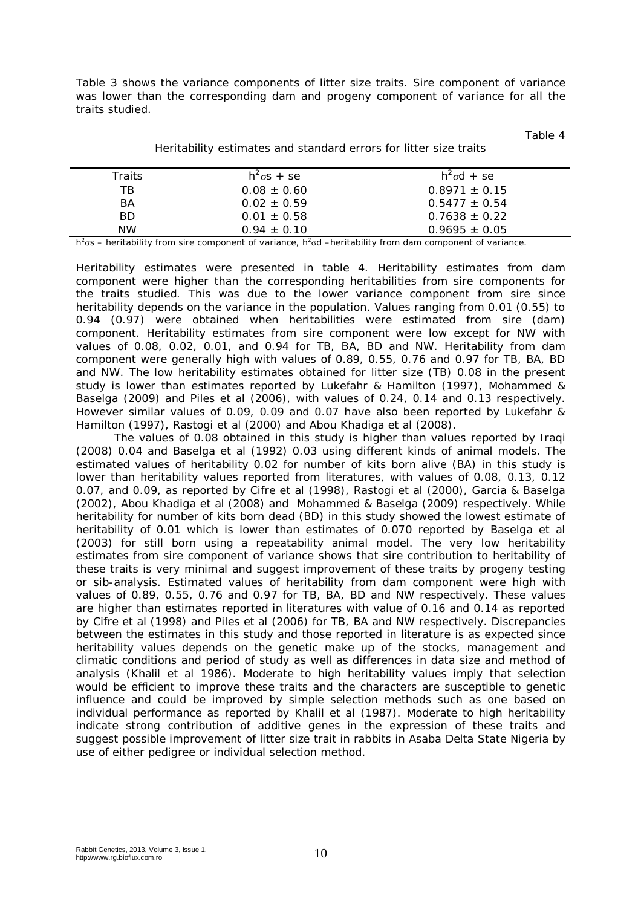Table 3 shows the variance components of litter size traits. Sire component of variance was lower than the corresponding dam and progeny component of variance for all the traits studied.

Table 4

Heritability estimates and standard errors for litter size traits

| Traits | $h^2\sigma s$ + se | $h^2\sigma d$ + se |
|---|---|---|
| TB | 0.08 ± 0.60 | 0.8971 ± 0.15 |
| BA | 0.02 ± 0.59 | 0.5477 ± 0.54 |
| BD | 0.01 ± 0.58 | 0.7638 ± 0.22 |
| NW | 0.94 ± 0.10 | 0.9695 ± 0.05 |

$h^2\sigma s$ – heritability from sire component of variance, $h^2\sigma d$ –heritability from dam component of variance.

Heritability estimates were presented in table 4. Heritability estimates from dam component were higher than the corresponding heritabilities from sire components for the traits studied. This was due to the lower variance component from sire since heritability depends on the variance in the population. Values ranging from 0.01 (0.55) to 0.94 (0.97) were obtained when heritabilities were estimated from sire (dam) component. Heritability estimates from sire component were low except for NW with values of 0.08, 0.02, 0.01, and 0.94 for TB, BA, BD and NW. Heritability from dam component were generally high with values of 0.89, 0.55, 0.76 and 0.97 for TB, BA, BD and NW. The low heritability estimates obtained for litter size (TB) 0.08 in the present study is lower than estimates reported by Lukefahr & Hamilton (1997), Mohammed & Baselga (2009) and Piles et al (2006), with values of 0.24, 0.14 and 0.13 respectively. However similar values of 0.09, 0.09 and 0.07 have also been reported by Lukefahr & Hamilton (1997), Rastogi et al (2000) and Abou Khadiga et al (2008).

The values of 0.08 obtained in this study is higher than values reported by Iraqi (2008) 0.04 and Baselga et al (1992) 0.03 using different kinds of animal models. The estimated values of heritability 0.02 for number of kits born alive (BA) in this study is lower than heritability values reported from literatures, with values of 0.08, 0.13, 0.12 0.07, and 0.09, as reported by Cifre et al (1998), Rastogi et al (2000), Garcia & Baselga (2002), Abou Khadiga et al (2008) and Mohammed & Baselga (2009) respectively. While heritability for number of kits born dead (BD) in this study showed the lowest estimate of heritability of 0.01 which is lower than estimates of 0.070 reported by Baselga et al (2003) for still born using a repeatability animal model. The very low heritability estimates from sire component of variance shows that sire contribution to heritability of these traits is very minimal and suggest improvement of these traits by progeny testing or sib-analysis. Estimated values of heritability from dam component were high with values of 0.89, 0.55, 0.76 and 0.97 for TB, BA, BD and NW respectively. These values are higher than estimates reported in literatures with value of 0.16 and 0.14 as reported by Cifre et al (1998) and Piles et al (2006) for TB, BA and NW respectively. Discrepancies between the estimates in this study and those reported in literature is as expected since heritability values depends on the genetic make up of the stocks, management and climatic conditions and period of study as well as differences in data size and method of analysis (Khalil et al 1986). Moderate to high heritability values imply that selection would be efficient to improve these traits and the characters are susceptible to genetic influence and could be improved by simple selection methods such as one based on individual performance as reported by Khalil et al (1987). Moderate to high heritability indicate strong contribution of additive genes in the expression of these traits and suggest possible improvement of litter size trait in rabbits in Asaba Delta State Nigeria by use of either pedigree or individual selection method.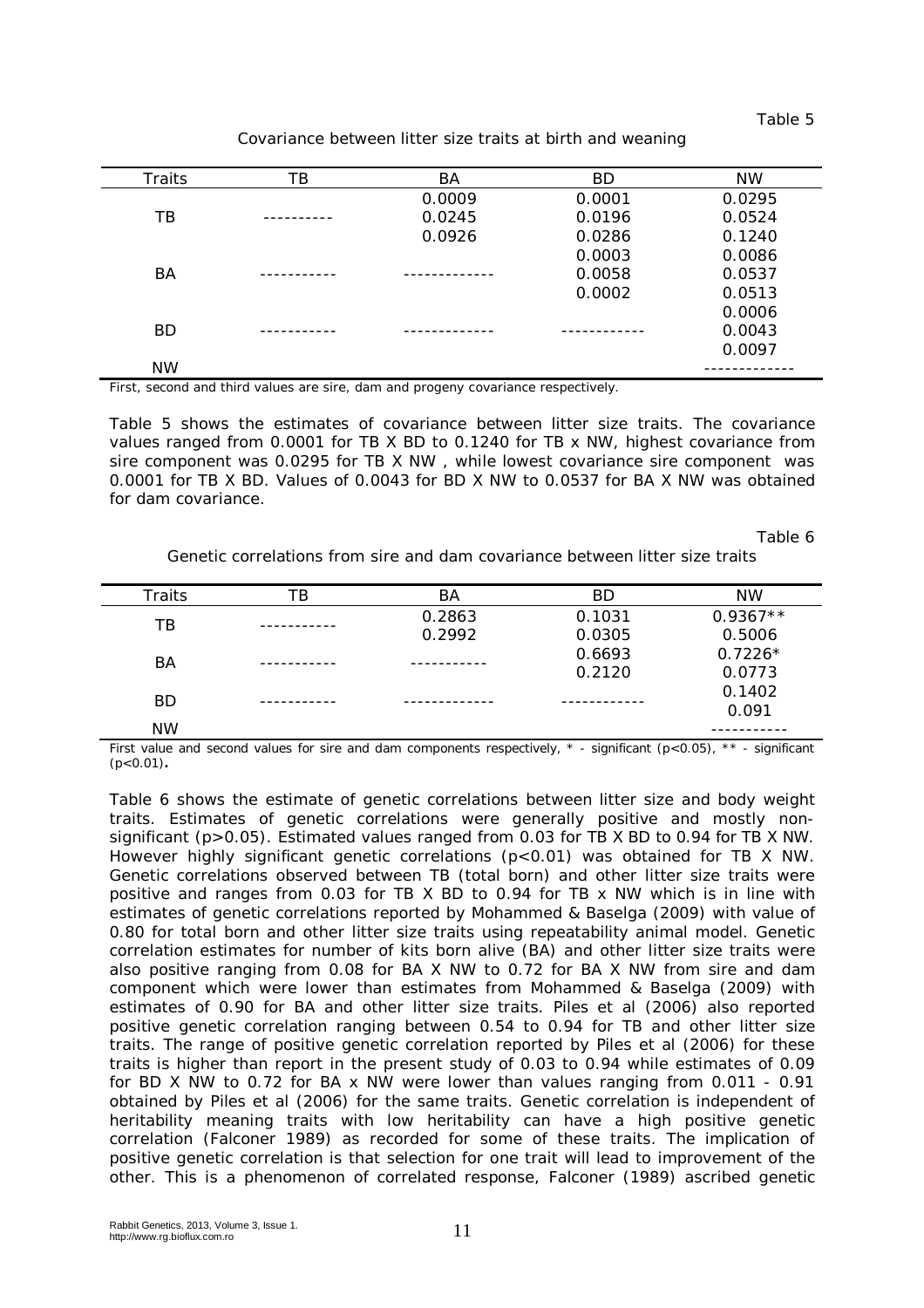Table 5

Covariance between litter size traits at birth and weaning

| Traits | TB | BA | BD | NW |
|---|---|---|---|---|
| TB | ---------- | 0.0009<br>0.0245<br>0.0926 | 0.0001<br>0.0196<br>0.0286 | 0.0295<br>0.0524<br>0.1240 |
| BA | ----------- | ------------- | 0.0003<br>0.0058<br>0.0002 | 0.0086<br>0.0537<br>0.0513 |
| BD | ----------- | ------------- | ------------ | 0.0006<br>0.0043<br>0.0097 |
| NW | | | | ------------- |

First, second and third values are sire, dam and progeny covariance respectively.

Table 5 shows the estimates of covariance between litter size traits. The covariance values ranged from 0.0001 for TB X BD to 0.1240 for TB x NW, highest covariance from sire component was 0.0295 for TB X NW , while lowest covariance sire component was 0.0001 for TB X BD. Values of 0.0043 for BD X NW to 0.0537 for BA X NW was obtained for dam covariance.

Table 6

Genetic correlations from sire and dam covariance between litter size traits

| Traits | TB | BA | BD | NW |
|---|---|---|---|---|
| TB | ----------- | 0.2863<br>0.2992 | 0.1031<br>0.0305 | 0.9367**<br>0.5006 |
| BA | ----------- | ----------- | 0.6693<br>0.2120 | 0.7226*<br>0.0773 |
| BD | ----------- | ------------- | ------------ | 0.1402<br>0.091 |
| NW | | | | ----------- |

First value and second values for sire and dam components respectively, * - significant ($p<0.05$), ** - significant ($p<0.01$).

Table 6 shows the estimate of genetic correlations between litter size and body weight traits. Estimates of genetic correlations were generally positive and mostly non-significant ($p>0.05$). Estimated values ranged from 0.03 for TB X BD to 0.94 for TB X NW. However highly significant genetic correlations ($p<0.01$) was obtained for TB X NW. Genetic correlations observed between TB (total born) and other litter size traits were positive and ranges from 0.03 for TB X BD to 0.94 for TB x NW which is in line with estimates of genetic correlations reported by Mohammed & Baselga (2009) with value of 0.80 for total born and other litter size traits using repeatability animal model. Genetic correlation estimates for number of kits born alive (BA) and other litter size traits were also positive ranging from 0.08 for BA X NW to 0.72 for BA X NW from sire and dam component which were lower than estimates from Mohammed & Baselga (2009) with estimates of 0.90 for BA and other litter size traits. Piles et al (2006) also reported positive genetic correlation ranging between 0.54 to 0.94 for TB and other litter size traits. The range of positive genetic correlation reported by Piles et al (2006) for these traits is higher than report in the present study of 0.03 to 0.94 while estimates of 0.09 for BD X NW to 0.72 for BA x NW were lower than values ranging from 0.011 - 0.91 obtained by Piles et al (2006) for the same traits. Genetic correlation is independent of heritability meaning traits with low heritability can have a high positive genetic correlation (Falconer 1989) as recorded for some of these traits. The implication of positive genetic correlation is that selection for one trait will lead to improvement of the other. This is a phenomenon of correlated response, Falconer (1989) ascribed genetic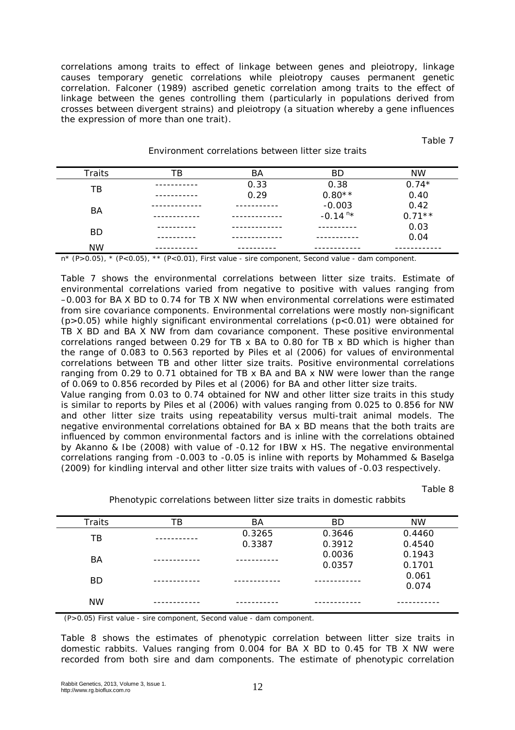correlations among traits to effect of linkage between genes and pleiotropy, linkage causes temporary genetic correlations while pleiotropy causes permanent genetic correlation. Falconer (1989) ascribed genetic correlation among traits to the effect of linkage between the genes controlling them (particularly in populations derived from crosses between divergent strains) and pleiotropy (a situation whereby a gene influences the expression of more than one trait).

Table 7

Environment correlations between litter size traits

| Traits | TB | BA | BD | NW |
|---|---|---|---|---|
| TB | -----------<br>----------- | 0.33<br>0.29 | 0.38<br>0.80** | 0.74*<br>0.40 |
| BA | -------------<br>------------ | -----------<br>------------- | -0.003<br>$-0.14^{n}$* | 0.42<br>0.71** |
| BD | ----------<br>---------- | -------------<br>------------- | ----------<br>----------- | 0.03<br>0.04 |
| NW | ----------- | ---------- | ------------ | ------------ |

n* (P>0.05), * (P<0.05), ** (P<0.01), First value - sire component, Second value - dam component.

Table 7 shows the environmental correlations between litter size traits. Estimate of environmental correlations varied from negative to positive with values ranging from –0.003 for BA X BD to 0.74 for TB X NW when environmental correlations were estimated from sire covariance components. Environmental correlations were mostly non-significant (p>0.05) while highly significant environmental correlations (p<0.01) were obtained for TB X BD and BA X NW from dam covariance component. These positive environmental correlations ranged between 0.29 for TB x BA to 0.80 for TB x BD which is higher than the range of 0.083 to 0.563 reported by Piles et al (2006) for values of environmental correlations between TB and other litter size traits. Positive environmental correlations ranging from 0.29 to 0.71 obtained for TB x BA and BA x NW were lower than the range of 0.069 to 0.856 recorded by Piles et al (2006) for BA and other litter size traits.
Value ranging from 0.03 to 0.74 obtained for NW and other litter size traits in this study is similar to reports by Piles et al (2006) with values ranging from 0.025 to 0.856 for NW and other litter size traits using repeatability versus multi-trait animal models. The negative environmental correlations obtained for BA x BD means that the both traits are influenced by common environmental factors and is inline with the correlations obtained by Akanno & Ibe (2008) with value of -0.12 for IBW x HS. The negative environmental correlations ranging from -0.003 to -0.05 is inline with reports by Mohammed & Baselga (2009) for kindling interval and other litter size traits with values of -0.03 respectively.

Table 8

Phenotypic correlations between litter size traits in domestic rabbits

| Traits | TB | BA | BD | NW |
|---|---|---|---|---|
| TB | ----------- | 0.3265<br>0.3387 | 0.3646<br>0.3912 | 0.4460<br>0.4540 |
| BA | ------------ | ----------- | 0.0036<br>0.0357 | 0.1943<br>0.1701 |
| BD | ------------ | ------------ | ------------ | 0.061<br>0.074 |
| NW | ------------ | ----------- | ------------ | ----------- |

(P>0.05) First value - sire component, Second value - dam component.

Table 8 shows the estimates of phenotypic correlation between litter size traits in domestic rabbits. Values ranging from 0.004 for BA X BD to 0.45 for TB X NW were recorded from both sire and dam components. The estimate of phenotypic correlation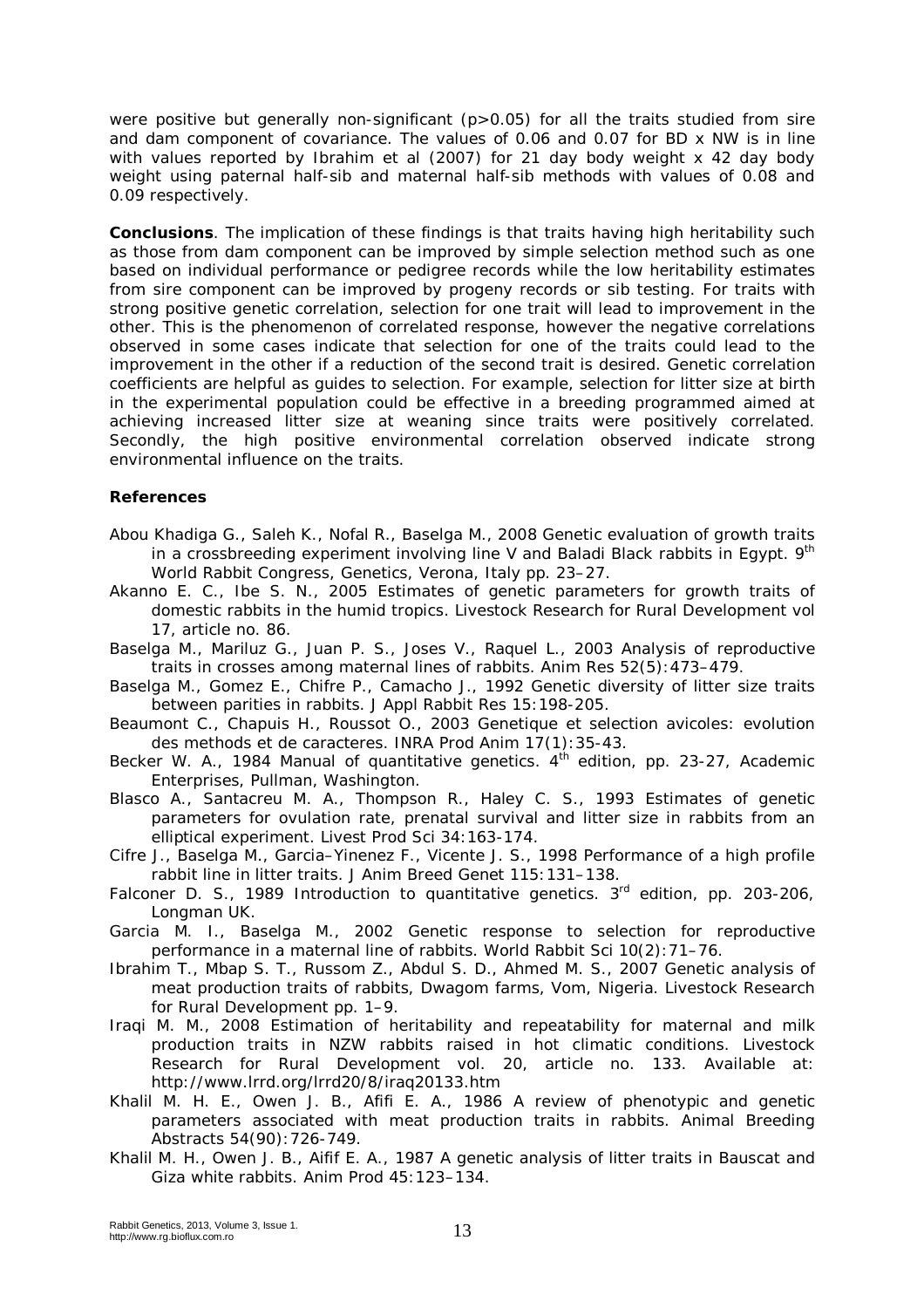were positive but generally non-significant ($p>0.05$) for all the traits studied from sire and dam component of covariance. The values of 0.06 and 0.07 for BD x NW is in line with values reported by Ibrahim et al (2007) for 21 day body weight x 42 day body weight using paternal half-sib and maternal half-sib methods with values of 0.08 and 0.09 respectively.

**Conclusions**. The implication of these findings is that traits having high heritability such as those from dam component can be improved by simple selection method such as one based on individual performance or pedigree records while the low heritability estimates from sire component can be improved by progeny records or sib testing. For traits with strong positive genetic correlation, selection for one trait will lead to improvement in the other. This is the phenomenon of correlated response, however the negative correlations observed in some cases indicate that selection for one of the traits could lead to the improvement in the other if a reduction of the second trait is desired. Genetic correlation coefficients are helpful as guides to selection. For example, selection for litter size at birth in the experimental population could be effective in a breeding programmed aimed at achieving increased litter size at weaning since traits were positively correlated. Secondly, the high positive environmental correlation observed indicate strong environmental influence on the traits.

**References**

Abou Khadiga G., Saleh K., Nofal R., Baselga M., 2008 Genetic evaluation of growth traits in a crossbreeding experiment involving line V and Baladi Black rabbits in Egypt. 9th World Rabbit Congress, Genetics, Verona, Italy pp. 23–27.

Akanno E. C., Ibe S. N., 2005 Estimates of genetic parameters for growth traits of domestic rabbits in the humid tropics. Livestock Research for Rural Development vol 17, article no. 86.

Baselga M., Mariluz G., Juan P. S., Joses V., Raquel L., 2003 Analysis of reproductive traits in crosses among maternal lines of rabbits. Anim Res 52(5):473–479.

Baselga M., Gomez E., Chifre P., Camacho J., 1992 Genetic diversity of litter size traits between parities in rabbits. J Appl Rabbit Res 15:198-205.

Beaumont C., Chapuis H., Roussot O., 2003 Genetique et selection avicoles: evolution des methods et de caracteres. INRA Prod Anim 17(1):35-43.

Becker W. A., 1984 Manual of quantitative genetics. 4th edition, pp. 23-27, Academic Enterprises, Pullman, Washington.

Blasco A., Santacreu M. A., Thompson R., Haley C. S., 1993 Estimates of genetic parameters for ovulation rate, prenatal survival and litter size in rabbits from an elliptical experiment. Livest Prod Sci 34:163-174.

Cifre J., Baselga M., Garcia–Yinenez F., Vicente J. S., 1998 Performance of a high profile rabbit line in litter traits. J Anim Breed Genet 115:131–138.

Falconer D. S., 1989 Introduction to quantitative genetics. 3rd edition, pp. 203-206, Longman UK.

Garcia M. I., Baselga M., 2002 Genetic response to selection for reproductive performance in a maternal line of rabbits. World Rabbit Sci 10(2):71–76.

Ibrahim T., Mbap S. T., Russom Z., Abdul S. D., Ahmed M. S., 2007 Genetic analysis of meat production traits of rabbits, Dwagom farms, Vom, Nigeria. Livestock Research for Rural Development pp. 1–9.

Iraqi M. M., 2008 Estimation of heritability and repeatability for maternal and milk production traits in NZW rabbits raised in hot climatic conditions. Livestock Research for Rural Development vol. 20, article no. 133. Available at: http://www.lrrd.org/lrrd20/8/iraq20133.htm

Khalil M. H. E., Owen J. B., Afifi E. A., 1986 A review of phenotypic and genetic parameters associated with meat production traits in rabbits. Animal Breeding Abstracts 54(90):726-749.

Khalil M. H., Owen J. B., Aifif E. A., 1987 A genetic analysis of litter traits in Bauscat and Giza white rabbits. Anim Prod 45:123–134.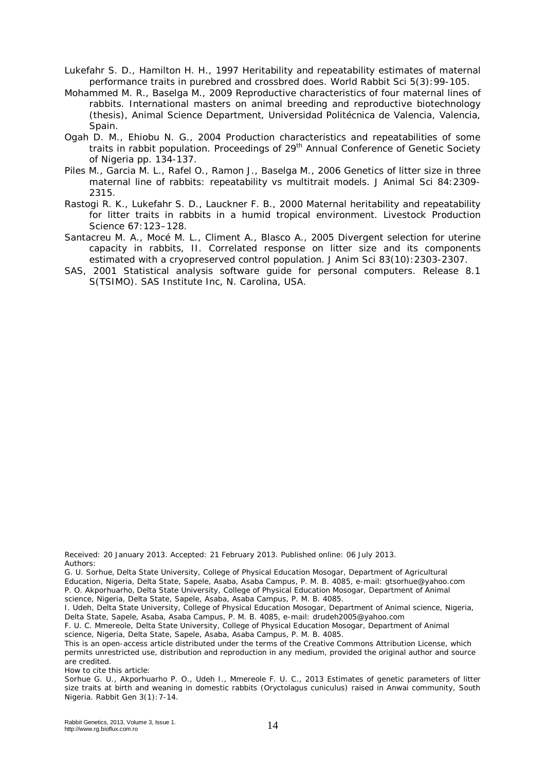Lukefahr S. D., Hamilton H. H., 1997 Heritability and repeatability estimates of maternal performance traits in purebred and crossbred does. World Rabbit Sci 5(3):99-105.

Mohammed M. R., Baselga M., 2009 Reproductive characteristics of four maternal lines of rabbits. International masters on animal breeding and reproductive biotechnology (thesis), Animal Science Department, Universidad Politécnica de Valencia, Valencia, Spain.

Ogah D. M., Ehiobu N. G., 2004 Production characteristics and repeatabilities of some traits in rabbit population. Proceedings of 29th Annual Conference of Genetic Society of Nigeria pp. 134-137.

Piles M., Garcia M. L., Rafel O., Ramon J., Baselga M., 2006 Genetics of litter size in three maternal line of rabbits: repeatability vs multitrait models. J Animal Sci 84:2309-2315.

Rastogi R. K., Lukefahr S. D., Lauckner F. B., 2000 Maternal heritability and repeatability for litter traits in rabbits in a humid tropical environment. Livestock Production Science 67:123–128.

Santacreu M. A., Mocé M. L., Climent A., Blasco A., 2005 Divergent selection for uterine capacity in rabbits, II. Correlated response on litter size and its components estimated with a cryopreserved control population. J Anim Sci 83(10):2303-2307.

SAS, 2001 Statistical analysis software guide for personal computers. Release 8.1 S(TSIMO). SAS Institute Inc, N. Carolina, USA.

Received: 20 January 2013. Accepted: 21 February 2013. Published online: 06 July 2013.
Authors:
G. U. Sorhue, Delta State University, College of Physical Education Mosogar, Department of Agricultural Education, Nigeria, Delta State, Sapele, Asaba, Asaba Campus, P. M. B. 4085, e-mail: gtsorhue@yahoo.com
P. O. Akporhuarho, Delta State University, College of Physical Education Mosogar, Department of Animal science, Nigeria, Delta State, Sapele, Asaba, Asaba Campus, P. M. B. 4085.
I. Udeh, Delta State University, College of Physical Education Mosogar, Department of Animal science, Nigeria, Delta State, Sapele, Asaba, Asaba Campus, P. M. B. 4085, e-mail: drudeh2005@yahoo.com
F. U. C. Mmereole, Delta State University, College of Physical Education Mosogar, Department of Animal science, Nigeria, Delta State, Sapele, Asaba, Asaba Campus, P. M. B. 4085.
This is an open-access article distributed under the terms of the Creative Commons Attribution License, which permits unrestricted use, distribution and reproduction in any medium, provided the original author and source are credited.
How to cite this article:
Sorhue G. U., Akporhuarho P. O., Udeh I., Mmereole F. U. C., 2013 Estimates of genetic parameters of litter size traits at birth and weaning in domestic rabbits (Oryctolagus cuniculus) raised in Anwai community, South Nigeria. Rabbit Gen 3(1):7-14.